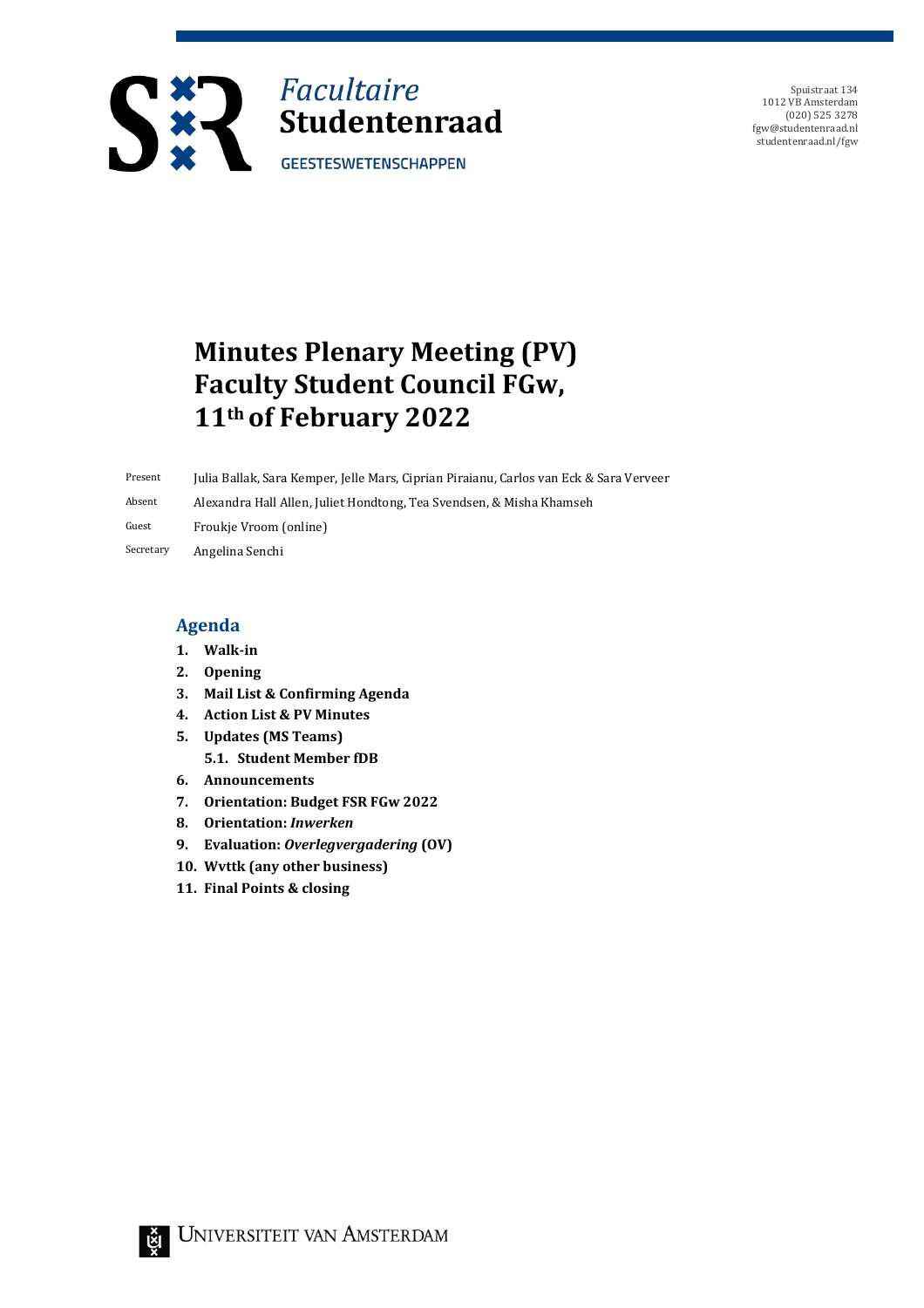Facultaire
**Studentenraad**
GEESTESWETENSCHAPPEN

Spuistraat 134
1012 VB Amsterdam
(020) 525 3278
fgw@studentenraad.nl
studentenraad.nl/fgw

# Minutes Plenary Meeting (PV) Faculty Student Council FGw, 11th of February 2022

| | |
|---|---|
| Present | Julia Ballak, Sara Kemper, Jelle Mars, Ciprian Piraianu, Carlos van Eck & Sara Verveer |
| Absent | Alexandra Hall Allen, Juliet Hondtong, Tea Svendsen, & Misha Khamseh |
| Guest | Froukje Vroom (online) |
| Secretary | Angelina Senchi |

## Agenda

1. **Walk-in**
2. **Opening**
3. **Mail List & Confirming Agenda**
4. **Action List & PV Minutes**
5. **Updates (MS Teams)**
   5.1. **Student Member fDB**
6. **Announcements**
7. **Orientation: Budget FSR FGw 2022**
8. **Orientation:** ***Inwerken***
9. **Evaluation:** ***Overlegvergadering*** **(OV)**
10. **Wvttk (any other business)**
11. **Final Points & closing**

UNIVERSITEIT VAN AMSTERDAM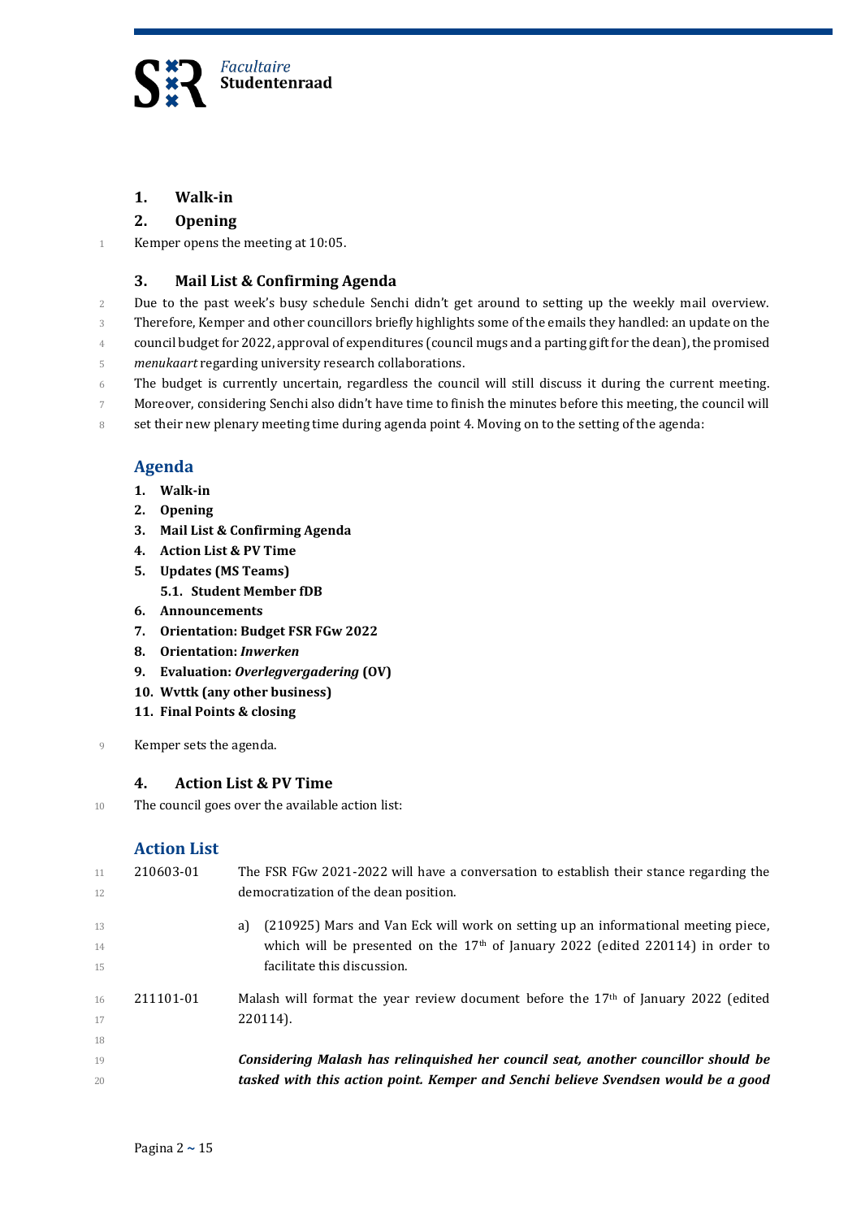## 1. Walk-in

## 2. Opening

Kemper opens the meeting at 10:05.

## 3. Mail List & Confirming Agenda

Due to the past week's busy schedule Senchi didn't get around to setting up the weekly mail overview. Therefore, Kemper and other councillors briefly highlights some of the emails they handled: an update on the council budget for 2022, approval of expenditures (council mugs and a parting gift for the dean), the promised *menukaart* regarding university research collaborations.

The budget is currently uncertain, regardless the council will still discuss it during the current meeting. Moreover, considering Senchi also didn't have time to finish the minutes before this meeting, the council will set their new plenary meeting time during agenda point 4. Moving on to the setting of the agenda:

### Agenda

1. **Walk-in**
2. **Opening**
3. **Mail List & Confirming Agenda**
4. **Action List & PV Time**
5. **Updates (MS Teams)**
   5.1. **Student Member fDB**
6. **Announcements**
7. **Orientation: Budget FSR FGw 2022**
8. **Orientation: *Inwerken***
9. **Evaluation: *Overlegvergadering* (OV)**
10. **Wvttk (any other business)**
11. **Final Points & closing**

Kemper sets the agenda.

## 4. Action List & PV Time

The council goes over the available action list:

### Action List

210603-01 The FSR FGw 2021-2022 will have a conversation to establish their stance regarding the democratization of the dean position.

a) (210925) Mars and Van Eck will work on setting up an informational meeting piece, which will be presented on the 17th of January 2022 (edited 220114) in order to facilitate this discussion.

211101-01 Malash will format the year review document before the 17th of January 2022 (edited 220114).

***Considering Malash has relinquished her council seat, another councillor should be tasked with this action point. Kemper and Senchi believe Svendsen would be a good***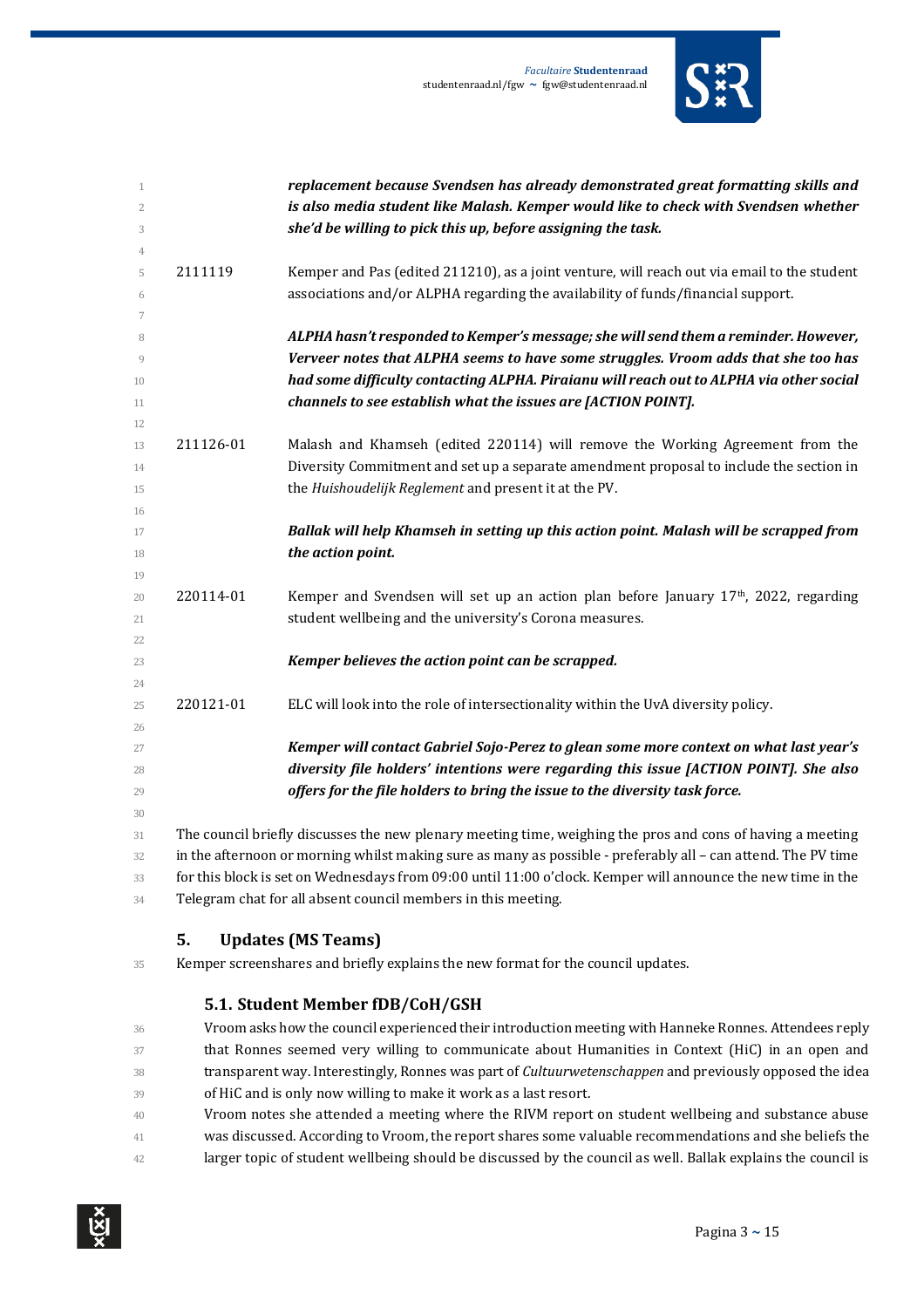***replacement because Svendsen has already demonstrated great formatting skills and is also media student like Malash. Kemper would like to check with Svendsen whether she'd be willing to pick this up, before assigning the task.***

2111119 Kemper and Pas (edited 211210), as a joint venture, will reach out via email to the student associations and/or ALPHA regarding the availability of funds/financial support.

***ALPHA hasn't responded to Kemper's message; she will send them a reminder. However, Verveer notes that ALPHA seems to have some struggles. Vroom adds that she too has had some difficulty contacting ALPHA. Piraianu will reach out to ALPHA via other social channels to see establish what the issues are [ACTION POINT].***

211126-01 Malash and Khamseh (edited 220114) will remove the Working Agreement from the Diversity Commitment and set up a separate amendment proposal to include the section in the *Huishoudelijk Reglement* and present it at the PV.

***Ballak will help Khamseh in setting up this action point. Malash will be scrapped from the action point.***

220114-01 Kemper and Svendsen will set up an action plan before January 17th, 2022, regarding student wellbeing and the university's Corona measures.

***Kemper believes the action point can be scrapped.***

220121-01 ELC will look into the role of intersectionality within the UvA diversity policy.

***Kemper will contact Gabriel Sojo-Perez to glean some more context on what last year's diversity file holders' intentions were regarding this issue [ACTION POINT]. She also offers for the file holders to bring the issue to the diversity task force.***

The council briefly discusses the new plenary meeting time, weighing the pros and cons of having a meeting in the afternoon or morning whilst making sure as many as possible - preferably all – can attend. The PV time for this block is set on Wednesdays from 09:00 until 11:00 o'clock. Kemper will announce the new time in the Telegram chat for all absent council members in this meeting.

## 5. Updates (MS Teams)

Kemper screenshares and briefly explains the new format for the council updates.

### 5.1. Student Member fDB/CoH/GSH

Vroom asks how the council experienced their introduction meeting with Hanneke Ronnes. Attendees reply that Ronnes seemed very willing to communicate about Humanities in Context (HiC) in an open and transparent way. Interestingly, Ronnes was part of *Cultuurwetenschappen* and previously opposed the idea of HiC and is only now willing to make it work as a last resort.

Vroom notes she attended a meeting where the RIVM report on student wellbeing and substance abuse was discussed. According to Vroom, the report shares some valuable recommendations and she beliefs the larger topic of student wellbeing should be discussed by the council as well. Ballak explains the council is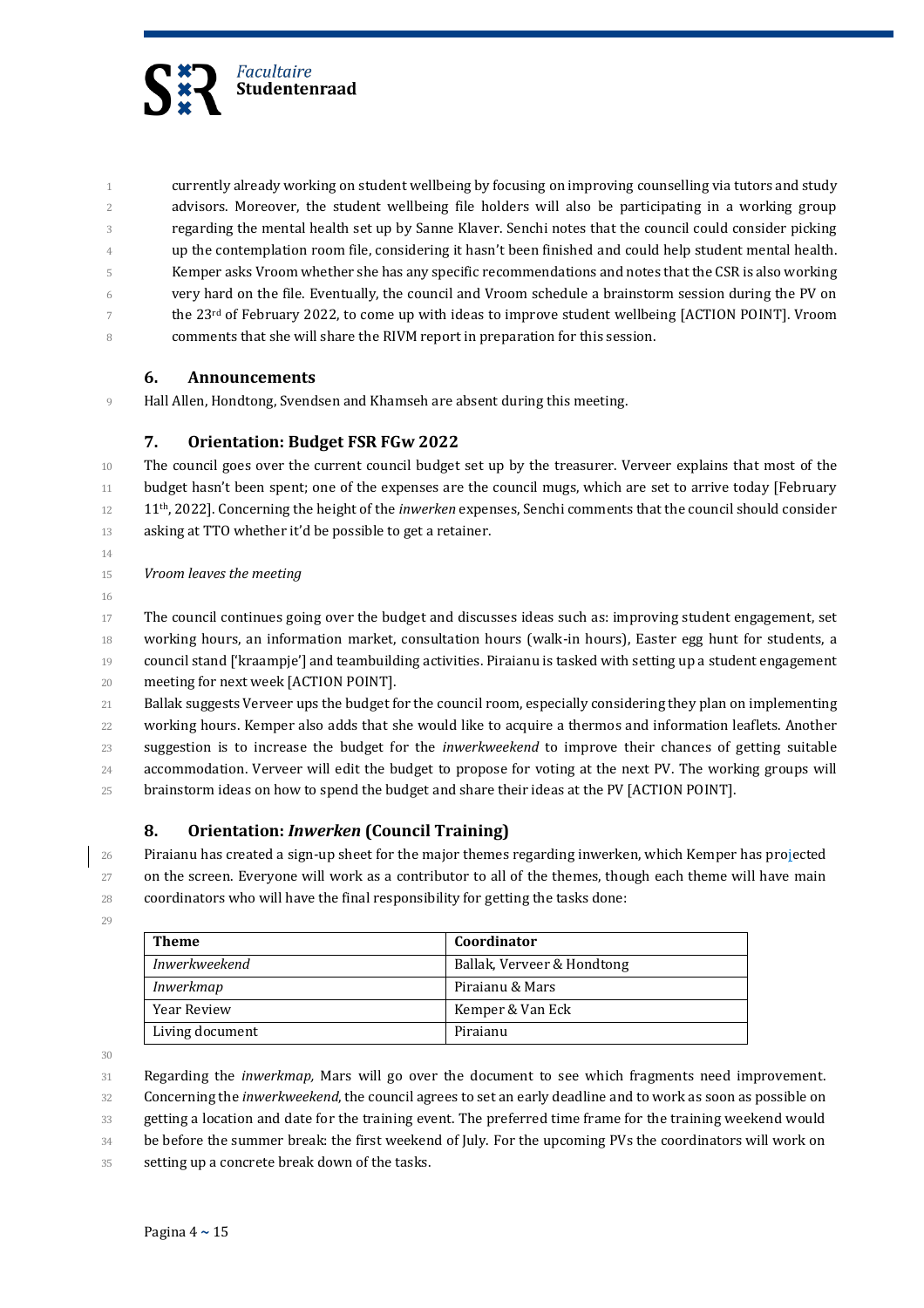currently already working on student wellbeing by focusing on improving counselling via tutors and study advisors. Moreover, the student wellbeing file holders will also be participating in a working group regarding the mental health set up by Sanne Klaver. Senchi notes that the council could consider picking up the contemplation room file, considering it hasn't been finished and could help student mental health. Kemper asks Vroom whether she has any specific recommendations and notes that the CSR is also working very hard on the file. Eventually, the council and Vroom schedule a brainstorm session during the PV on the 23rd of February 2022, to come up with ideas to improve student wellbeing [ACTION POINT]. Vroom comments that she will share the RIVM report in preparation for this session.

## 6. Announcements

Hall Allen, Hondtong, Svendsen and Khamseh are absent during this meeting.

## 7. Orientation: Budget FSR FGw 2022

The council goes over the current council budget set up by the treasurer. Verveer explains that most of the budget hasn't been spent; one of the expenses are the council mugs, which are set to arrive today [February 11th, 2022]. Concerning the height of the *inwerken* expenses, Senchi comments that the council should consider asking at TTO whether it'd be possible to get a retainer.

*Vroom leaves the meeting*

The council continues going over the budget and discusses ideas such as: improving student engagement, set working hours, an information market, consultation hours (walk-in hours), Easter egg hunt for students, a council stand ['kraampje'] and teambuilding activities. Piraianu is tasked with setting up a student engagement meeting for next week [ACTION POINT].

Ballak suggests Verveer ups the budget for the council room, especially considering they plan on implementing working hours. Kemper also adds that she would like to acquire a thermos and information leaflets. Another suggestion is to increase the budget for the *inwerkweekend* to improve their chances of getting suitable accommodation. Verveer will edit the budget to propose for voting at the next PV. The working groups will brainstorm ideas on how to spend the budget and share their ideas at the PV [ACTION POINT].

## 8. Orientation: *Inwerken* (Council Training)

Piraianu has created a sign-up sheet for the major themes regarding inwerken, which Kemper has projected on the screen. Everyone will work as a contributor to all of the themes, though each theme will have main coordinators who will have the final responsibility for getting the tasks done:

| Theme | Coordinator |
|---|---|
| *Inwerkweekend* | Ballak, Verveer & Hondtong |
| *Inwerkmap* | Piraianu & Mars |
| Year Review | Kemper & Van Eck |
| Living document | Piraianu |

Regarding the *inwerkmap,* Mars will go over the document to see which fragments need improvement. Concerning the *inwerkweekend*, the council agrees to set an early deadline and to work as soon as possible on getting a location and date for the training event. The preferred time frame for the training weekend would be before the summer break: the first weekend of July. For the upcoming PVs the coordinators will work on setting up a concrete break down of the tasks.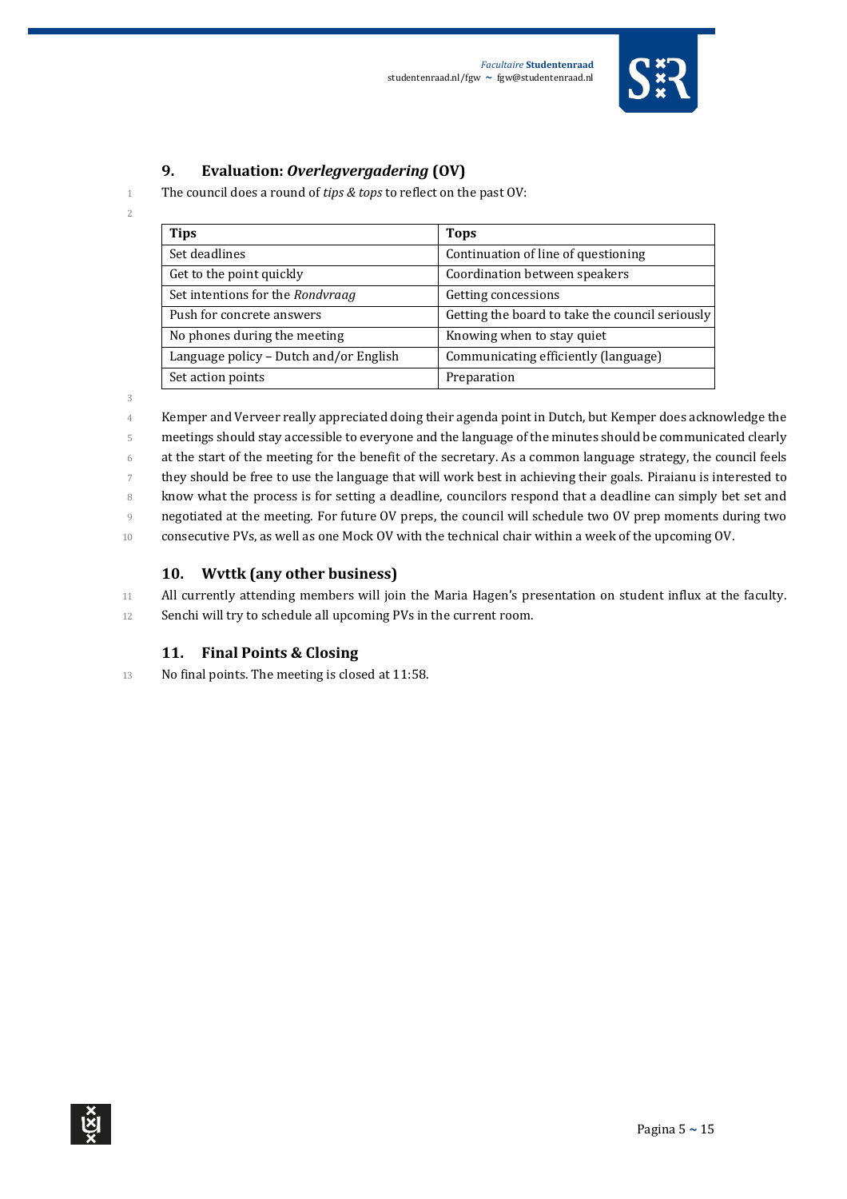## 9. Evaluation: *Overlegvergadering* (OV)

The council does a round of *tips & tops* to reflect on the past OV:

| Tips | Tops |
|---|---|
| Set deadlines | Continuation of line of questioning |
| Get to the point quickly | Coordination between speakers |
| Set intentions for the *Rondvraag* | Getting concessions |
| Push for concrete answers | Getting the board to take the council seriously |
| No phones during the meeting | Knowing when to stay quiet |
| Language policy – Dutch and/or English | Communicating efficiently (language) |
| Set action points | Preparation |

Kemper and Verveer really appreciated doing their agenda point in Dutch, but Kemper does acknowledge the meetings should stay accessible to everyone and the language of the minutes should be communicated clearly at the start of the meeting for the benefit of the secretary. As a common language strategy, the council feels they should be free to use the language that will work best in achieving their goals. Piraianu is interested to know what the process is for setting a deadline, councilors respond that a deadline can simply bet set and negotiated at the meeting. For future OV preps, the council will schedule two OV prep moments during two consecutive PVs, as well as one Mock OV with the technical chair within a week of the upcoming OV.

## 10. Wvttk (any other business)

All currently attending members will join the Maria Hagen's presentation on student influx at the faculty. Senchi will try to schedule all upcoming PVs in the current room.

## 11. Final Points & Closing

No final points. The meeting is closed at 11:58.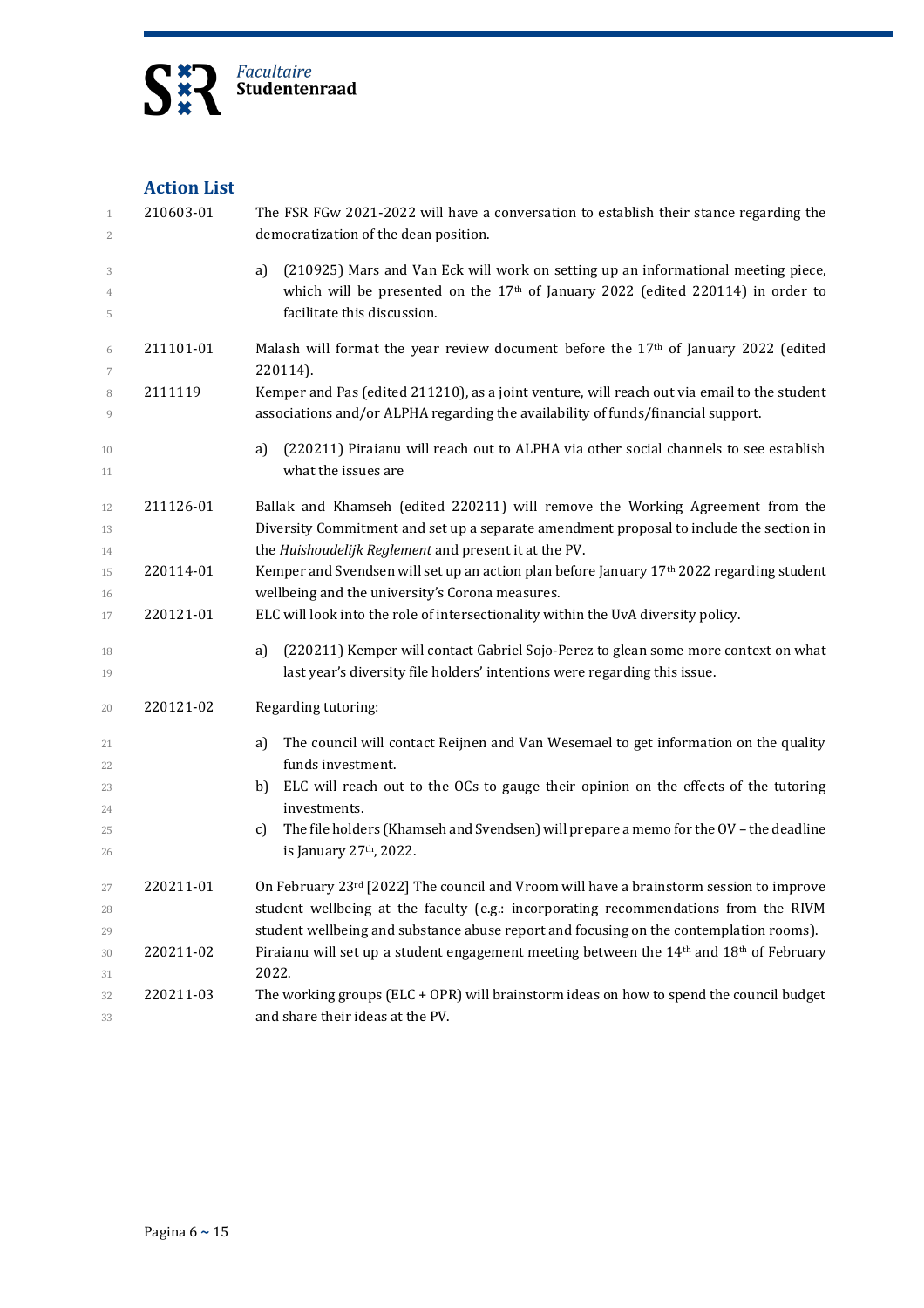## Action List

210603-01 The FSR FGw 2021-2022 will have a conversation to establish their stance regarding the democratization of the dean position.

a) (210925) Mars and Van Eck will work on setting up an informational meeting piece, which will be presented on the 17th of January 2022 (edited 220114) in order to facilitate this discussion.

211101-01 Malash will format the year review document before the 17th of January 2022 (edited 220114).

2111119 Kemper and Pas (edited 211210), as a joint venture, will reach out via email to the student associations and/or ALPHA regarding the availability of funds/financial support.

a) (220211) Piraianu will reach out to ALPHA via other social channels to see establish what the issues are

211126-01 Ballak and Khamseh (edited 220211) will remove the Working Agreement from the Diversity Commitment and set up a separate amendment proposal to include the section in the *Huishoudelijk Reglement* and present it at the PV.

220114-01 Kemper and Svendsen will set up an action plan before January 17th 2022 regarding student wellbeing and the university's Corona measures.

220121-01 ELC will look into the role of intersectionality within the UvA diversity policy.

a) (220211) Kemper will contact Gabriel Sojo-Perez to glean some more context on what last year's diversity file holders' intentions were regarding this issue.

220121-02 Regarding tutoring:

a) The council will contact Reijnen and Van Wesemael to get information on the quality funds investment.
b) ELC will reach out to the OCs to gauge their opinion on the effects of the tutoring investments.
c) The file holders (Khamseh and Svendsen) will prepare a memo for the OV – the deadline is January 27th, 2022.

220211-01 On February 23rd [2022] The council and Vroom will have a brainstorm session to improve student wellbeing at the faculty (e.g.: incorporating recommendations from the RIVM student wellbeing and substance abuse report and focusing on the contemplation rooms).

220211-02 Piraianu will set up a student engagement meeting between the 14th and 18th of February 2022.

220211-03 The working groups (ELC + OPR) will brainstorm ideas on how to spend the council budget and share their ideas at the PV.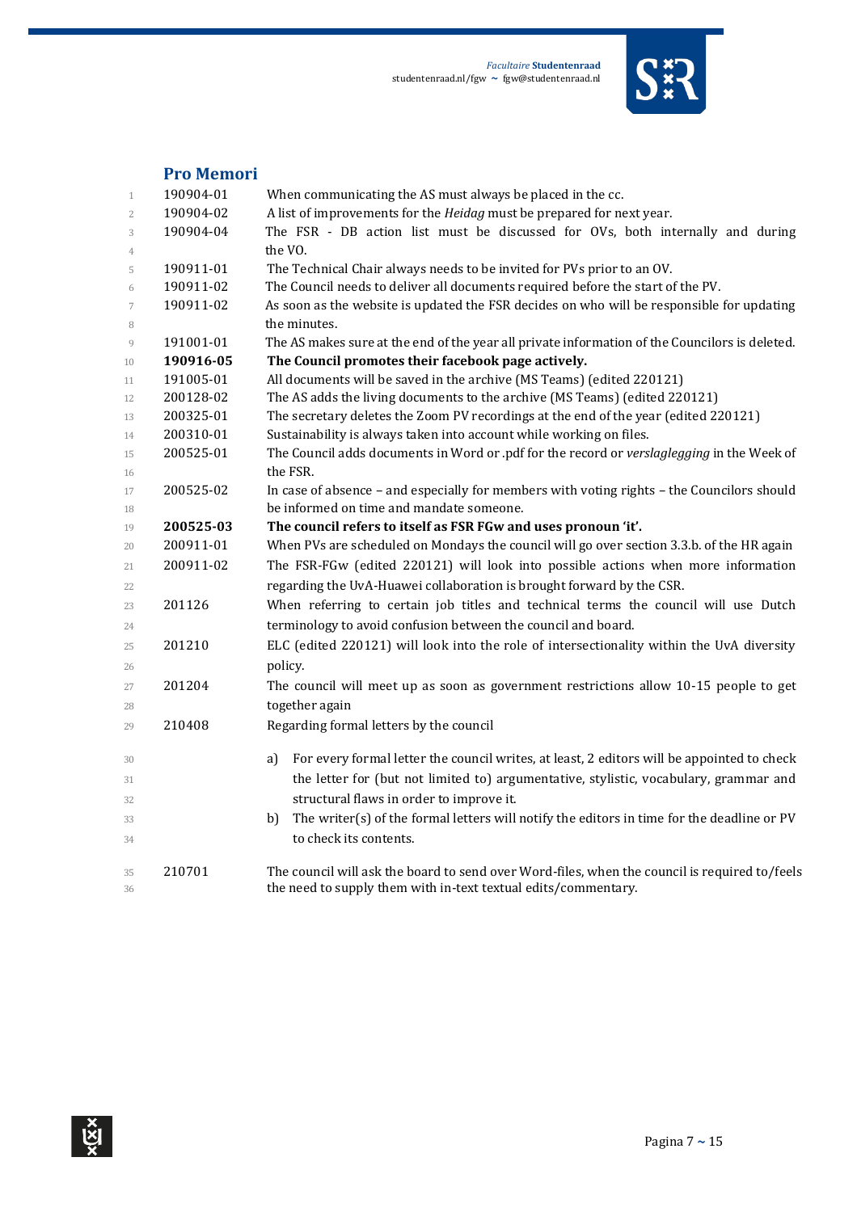## Pro Memori

| | |
|---|---|
| 190904-01 | When communicating the AS must always be placed in the cc. |
| 190904-02 | A list of improvements for the *Heidag* must be prepared for next year. |
| 190904-04 | The FSR - DB action list must be discussed for OVs, both internally and during the VO. |
| 190911-01 | The Technical Chair always needs to be invited for PVs prior to an OV. |
| 190911-02 | The Council needs to deliver all documents required before the start of the PV. |
| 190911-02 | As soon as the website is updated the FSR decides on who will be responsible for updating the minutes. |
| 191001-01 | The AS makes sure at the end of the year all private information of the Councilors is deleted. |
| **190916-05** | **The Council promotes their facebook page actively.** |
| 191005-01 | All documents will be saved in the archive (MS Teams) (edited 220121) |
| 200128-02 | The AS adds the living documents to the archive (MS Teams) (edited 220121) |
| 200325-01 | The secretary deletes the Zoom PV recordings at the end of the year (edited 220121) |
| 200310-01 | Sustainability is always taken into account while working on files. |
| 200525-01 | The Council adds documents in Word or .pdf for the record or *verslaglegging* in the Week of the FSR. |
| 200525-02 | In case of absence – and especially for members with voting rights – the Councilors should be informed on time and mandate someone. |
| **200525-03** | **The council refers to itself as FSR FGw and uses pronoun 'it'.** |
| 200911-01 | When PVs are scheduled on Mondays the council will go over section 3.3.b. of the HR again |
| 200911-02 | The FSR-FGw (edited 220121) will look into possible actions when more information regarding the UvA-Huawei collaboration is brought forward by the CSR. |
| 201126 | When referring to certain job titles and technical terms the council will use Dutch terminology to avoid confusion between the council and board. |
| 201210 | ELC (edited 220121) will look into the role of intersectionality within the UvA diversity policy. |
| 201204 | The council will meet up as soon as government restrictions allow 10-15 people to get together again |
| 210408 | Regarding formal letters by the council<br>a) For every formal letter the council writes, at least, 2 editors will be appointed to check the letter for (but not limited to) argumentative, stylistic, vocabulary, grammar and structural flaws in order to improve it.<br>b) The writer(s) of the formal letters will notify the editors in time for the deadline or PV to check its contents. |
| 210701 | The council will ask the board to send over Word-files, when the council is required to/feels the need to supply them with in-text textual edits/commentary. |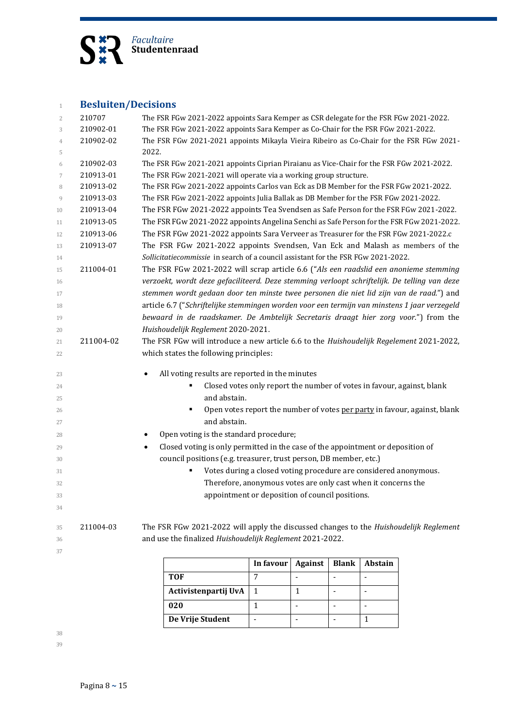## Besluiten/Decisions

| | |
|---|---|
| 210707 | The FSR FGw 2021-2022 appoints Sara Kemper as CSR delegate for the FSR FGw 2021-2022. |
| 210902-01 | The FSR FGw 2021-2022 appoints Sara Kemper as Co-Chair for the FSR FGw 2021-2022. |
| 210902-02 | The FSR FGw 2021-2021 appoints Mikayla Vieira Ribeiro as Co-Chair for the FSR FGw 2021-2022. |
| 210902-03 | The FSR FGw 2021-2021 appoints Ciprian Piraianu as Vice-Chair for the FSR FGw 2021-2022. |
| 210913-01 | The FSR FGw 2021-2021 will operate via a working group structure. |
| 210913-02 | The FSR FGw 2021-2022 appoints Carlos van Eck as DB Member for the FSR FGw 2021-2022. |
| 210913-03 | The FSR FGw 2021-2022 appoints Julia Ballak as DB Member for the FSR FGw 2021-2022. |
| 210913-04 | The FSR FGw 2021-2022 appoints Tea Svendsen as Safe Person for the FSR FGw 2021-2022. |
| 210913-05 | The FSR FGw 2021-2022 appoints Angelina Senchi as Safe Person for the FSR FGw 2021-2022. |
| 210913-06 | The FSR FGw 2021-2022 appoints Sara Verveer as Treasurer for the FSR FGw 2021-2022.c |
| 210913-07 | The FSR FGw 2021-2022 appoints Svendsen, Van Eck and Malash as members of the *Sollicitatiecommissie* in search of a council assistant for the FSR FGw 2021-2022. |
| 211004-01 | The FSR FGw 2021-2022 will scrap article 6.6 ("*Als een raadslid een anonieme stemming verzoekt, wordt deze gefaciliteerd. Deze stemming verloopt schriftelijk. De telling van deze stemmen wordt gedaan door ten minste twee personen die niet lid zijn van de raad.*") and article 6.7 ("*Schriftelijke stemmingen worden voor een termijn van minstens 1 jaar verzegeld bewaard in de raadskamer. De Ambtelijk Secretaris draagt hier zorg voor.*") from the *Huishoudelijk Reglement* 2020-2021. |
| 211004-02 | The FSR FGw will introduce a new article 6.6 to the *Huishoudelijk Regelement* 2021-2022, which states the following principles: |

- All voting results are reported in the minutes
  - Closed votes only report the number of votes in favour, against, blank and abstain.
  - Open votes report the number of votes <u>per party</u> in favour, against, blank and abstain.
- Open voting is the standard procedure;
- Closed voting is only permitted in the case of the appointment or deposition of council positions (e.g. treasurer, trust person, DB member, etc.)
  - Votes during a closed voting procedure are considered anonymous. Therefore, anonymous votes are only cast when it concerns the appointment or deposition of council positions.

211004-03 — The FSR FGw 2021-2022 will apply the discussed changes to the *Huishoudelijk Reglement* and use the finalized *Huishoudelijk Reglement* 2021-2022.

| | In favour | Against | Blank | Abstain |
|---|---|---|---|---|
| **TOF** | 7 | - | - | - |
| **Activistenpartij UvA** | 1 | 1 | - | - |
| **020** | 1 | - | - | - |
| **De Vrije Student** | - | - | - | 1 |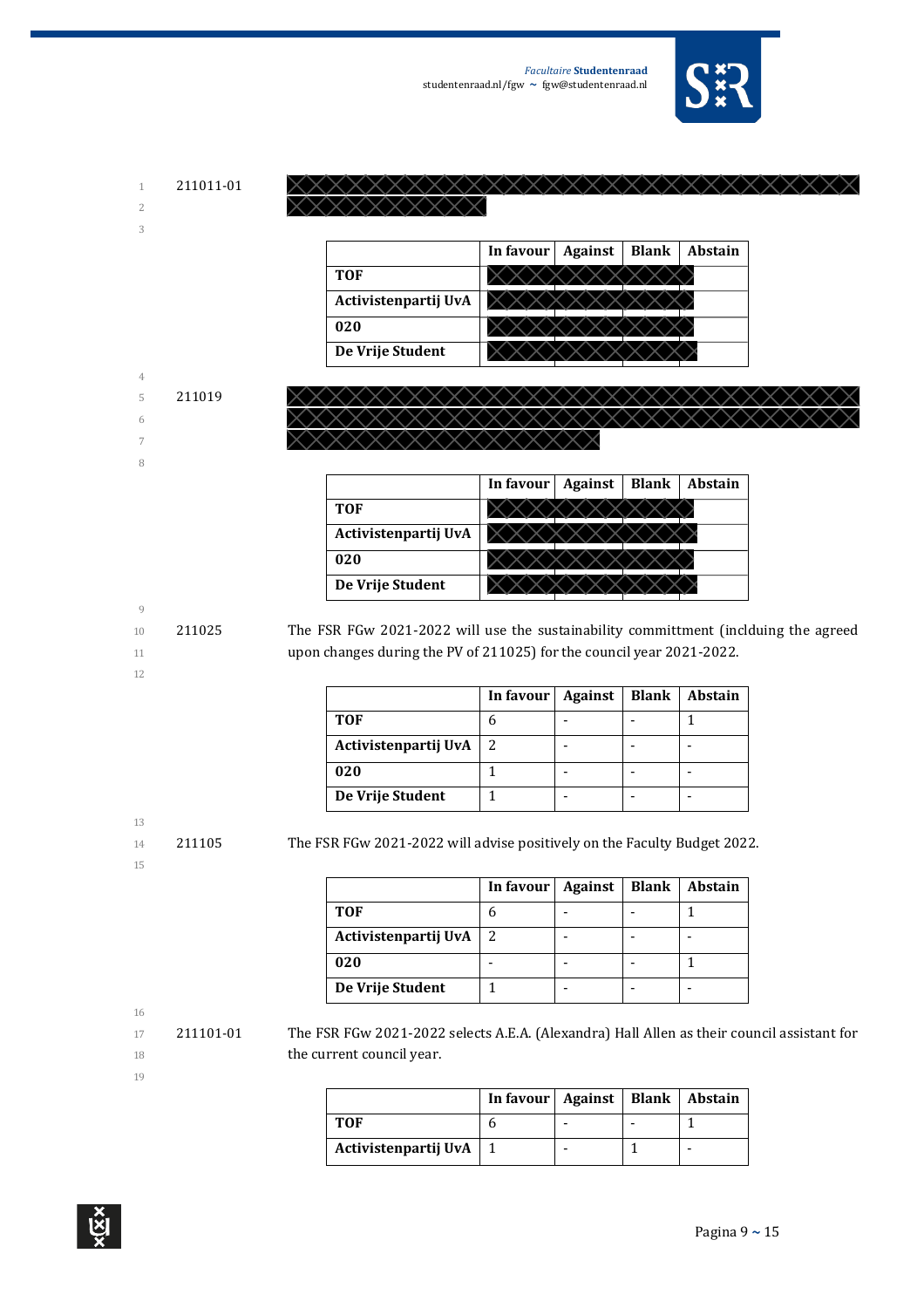211011-01 [redacted]

| | In favour | Against | Blank | Abstain |
|---|---|---|---|---|
| TOF | [redacted] | [redacted] | [redacted] | |
| Activistenpartij UvA | [redacted] | [redacted] | [redacted] | |
| 020 | [redacted] | [redacted] | [redacted] | |
| De Vrije Student | [redacted] | [redacted] | [redacted] | |

211019 [redacted]

| | In favour | Against | Blank | Abstain |
|---|---|---|---|---|
| TOF | [redacted] | [redacted] | [redacted] | |
| Activistenpartij UvA | [redacted] | [redacted] | [redacted] | |
| 020 | [redacted] | [redacted] | [redacted] | |
| De Vrije Student | [redacted] | [redacted] | [redacted] | |

211025 The FSR FGw 2021-2022 will use the sustainability committment (inclduing the agreed upon changes during the PV of 211025) for the council year 2021-2022.

| | In favour | Against | Blank | Abstain |
|---|---|---|---|---|
| TOF | 6 | - | - | 1 |
| Activistenpartij UvA | 2 | - | - | - |
| 020 | 1 | - | - | - |
| De Vrije Student | 1 | - | - | - |

211105 The FSR FGw 2021-2022 will advise positively on the Faculty Budget 2022.

| | In favour | Against | Blank | Abstain |
|---|---|---|---|---|
| TOF | 6 | - | - | 1 |
| Activistenpartij UvA | 2 | - | - | - |
| 020 | - | - | - | 1 |
| De Vrije Student | 1 | - | - | - |

211101-01 The FSR FGw 2021-2022 selects A.E.A. (Alexandra) Hall Allen as their council assistant for the current council year.

| | In favour | Against | Blank | Abstain |
|---|---|---|---|---|
| TOF | 6 | - | - | 1 |
| Activistenpartij UvA | 1 | - | 1 | - |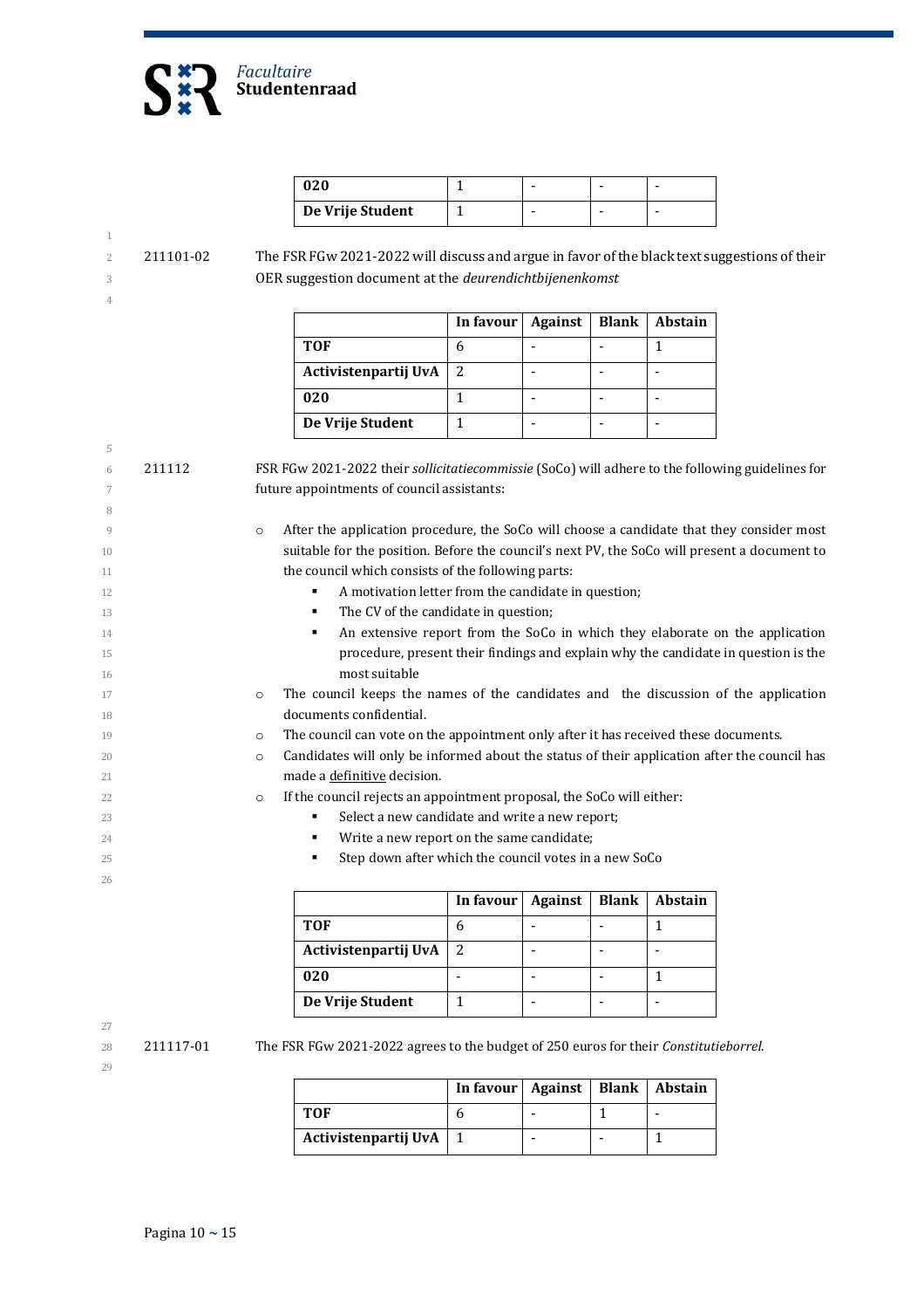| | | | | |
|---|---|---|---|---|
| **020** | 1 | - | - | - |
| **De Vrije Student** | 1 | - | - | - |

211101-02 The FSR FGw 2021-2022 will discuss and argue in favor of the black text suggestions of their OER suggestion document at the *deurendichtbijenenkomst*

| | In favour | Against | Blank | Abstain |
|---|---|---|---|---|
| **TOF** | 6 | - | - | 1 |
| **Activistenpartij UvA** | 2 | - | - | - |
| **020** | 1 | - | - | - |
| **De Vrije Student** | 1 | - | - | - |

211112 FSR FGw 2021-2022 their *sollicitatiecommissie* (SoCo) will adhere to the following guidelines for future appointments of council assistants:

- After the application procedure, the SoCo will choose a candidate that they consider most suitable for the position. Before the council's next PV, the SoCo will present a document to the council which consists of the following parts:
  - A motivation letter from the candidate in question;
  - The CV of the candidate in question;
  - An extensive report from the SoCo in which they elaborate on the application procedure, present their findings and explain why the candidate in question is the most suitable
- The council keeps the names of the candidates and the discussion of the application documents confidential.
- The council can vote on the appointment only after it has received these documents.
- Candidates will only be informed about the status of their application after the council has made a <u>definitive</u> decision.
- If the council rejects an appointment proposal, the SoCo will either:
  - Select a new candidate and write a new report;
  - Write a new report on the same candidate;
  - Step down after which the council votes in a new SoCo

| | In favour | Against | Blank | Abstain |
|---|---|---|---|---|
| **TOF** | 6 | - | - | 1 |
| **Activistenpartij UvA** | 2 | - | - | - |
| **020** | - | - | - | 1 |
| **De Vrije Student** | 1 | - | - | - |

211117-01 The FSR FGw 2021-2022 agrees to the budget of 250 euros for their *Constitutieborrel.*

| | In favour | Against | Blank | Abstain |
|---|---|---|---|---|
| **TOF** | 6 | - | 1 | - |
| **Activistenpartij UvA** | 1 | - | - | 1 |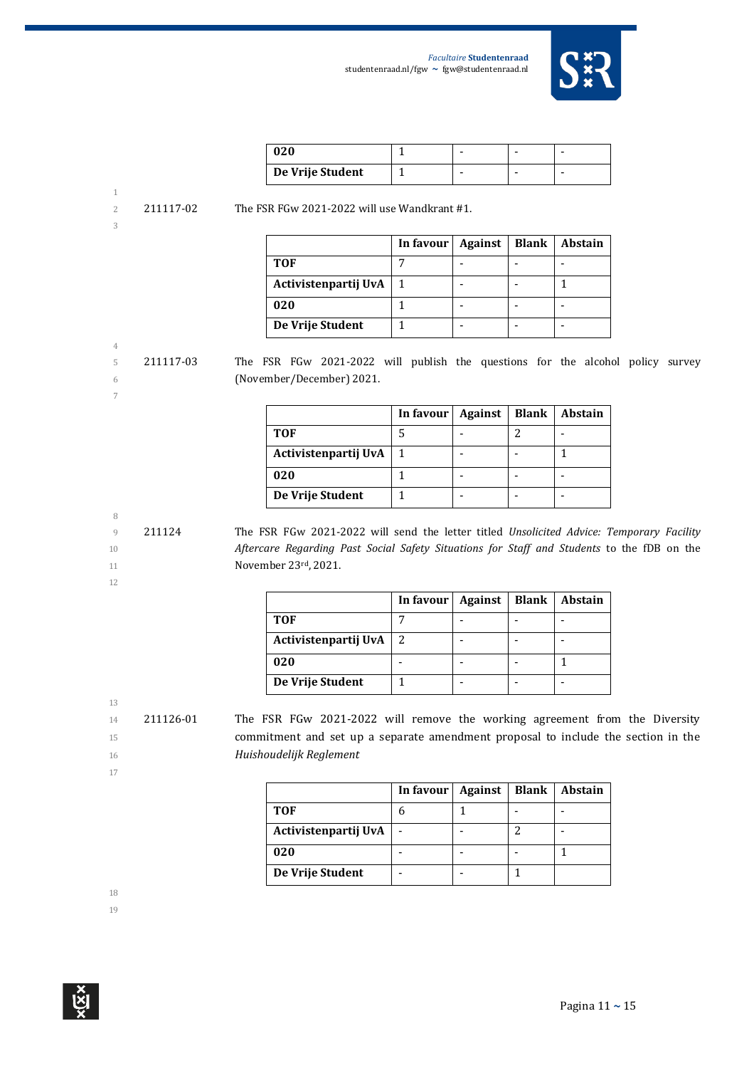| | | | | |
|---|---|---|---|---|
| **020** | 1 | - | - | - |
| **De Vrije Student** | 1 | - | - | - |

211117-02 The FSR FGw 2021-2022 will use Wandkrant #1.

| | In favour | Against | Blank | Abstain |
|---|---|---|---|---|
| **TOF** | 7 | - | - | - |
| **Activistenpartij UvA** | 1 | - | - | 1 |
| **020** | 1 | - | - | - |
| **De Vrije Student** | 1 | - | - | - |

211117-03 The FSR FGw 2021-2022 will publish the questions for the alcohol policy survey (November/December) 2021.

| | In favour | Against | Blank | Abstain |
|---|---|---|---|---|
| **TOF** | 5 | - | 2 | - |
| **Activistenpartij UvA** | 1 | - | - | 1 |
| **020** | 1 | - | - | - |
| **De Vrije Student** | 1 | - | - | - |

211124 The FSR FGw 2021-2022 will send the letter titled *Unsolicited Advice: Temporary Facility Aftercare Regarding Past Social Safety Situations for Staff and Students* to the fDB on the November 23rd, 2021.

| | In favour | Against | Blank | Abstain |
|---|---|---|---|---|
| **TOF** | 7 | - | - | - |
| **Activistenpartij UvA** | 2 | - | - | - |
| **020** | - | - | - | 1 |
| **De Vrije Student** | 1 | - | - | - |

211126-01 The FSR FGw 2021-2022 will remove the working agreement from the Diversity commitment and set up a separate amendment proposal to include the section in the *Huishoudelijk Reglement*

| | In favour | Against | Blank | Abstain |
|---|---|---|---|---|
| **TOF** | 6 | 1 | - | - |
| **Activistenpartij UvA** | - | - | 2 | - |
| **020** | - | - | - | 1 |
| **De Vrije Student** | - | - | 1 | |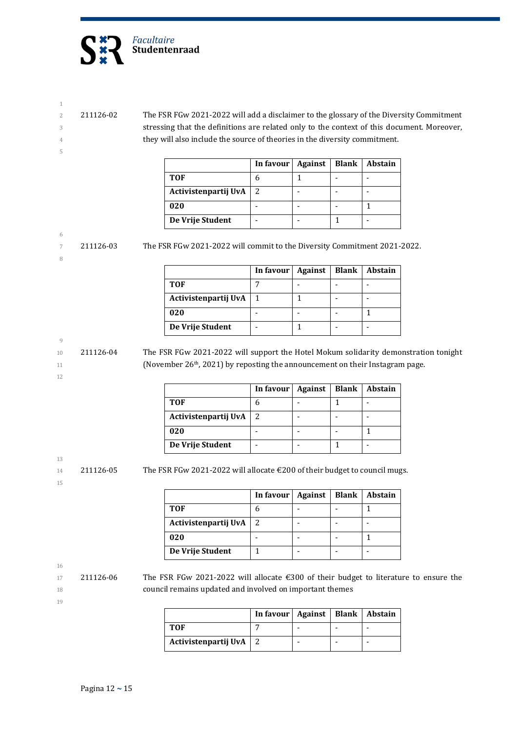211126-02 The FSR FGw 2021-2022 will add a disclaimer to the glossary of the Diversity Commitment stressing that the definitions are related only to the context of this document. Moreover, they will also include the source of theories in the diversity commitment.

| | In favour | Against | Blank | Abstain |
|---|---|---|---|---|
| **TOF** | 6 | 1 | - | - |
| **Activistenpartij UvA** | 2 | - | - | - |
| **020** | - | - | - | 1 |
| **De Vrije Student** | - | - | 1 | - |

211126-03 The FSR FGw 2021-2022 will commit to the Diversity Commitment 2021-2022.

| | In favour | Against | Blank | Abstain |
|---|---|---|---|---|
| **TOF** | 7 | - | - | - |
| **Activistenpartij UvA** | 1 | 1 | - | - |
| **020** | - | - | - | 1 |
| **De Vrije Student** | - | 1 | - | - |

211126-04 The FSR FGw 2021-2022 will support the Hotel Mokum solidarity demonstration tonight (November 26th, 2021) by reposting the announcement on their Instagram page.

| | In favour | Against | Blank | Abstain |
|---|---|---|---|---|
| **TOF** | 6 | - | 1 | - |
| **Activistenpartij UvA** | 2 | - | - | - |
| **020** | - | - | - | 1 |
| **De Vrije Student** | - | - | 1 | - |

211126-05 The FSR FGw 2021-2022 will allocate €200 of their budget to council mugs.

| | In favour | Against | Blank | Abstain |
|---|---|---|---|---|
| **TOF** | 6 | - | - | 1 |
| **Activistenpartij UvA** | 2 | - | - | - |
| **020** | - | - | - | 1 |
| **De Vrije Student** | 1 | - | - | - |

211126-06 The FSR FGw 2021-2022 will allocate €300 of their budget to literature to ensure the council remains updated and involved on important themes

| | In favour | Against | Blank | Abstain |
|---|---|---|---|---|
| **TOF** | 7 | - | - | - |
| **Activistenpartij UvA** | 2 | - | - | - |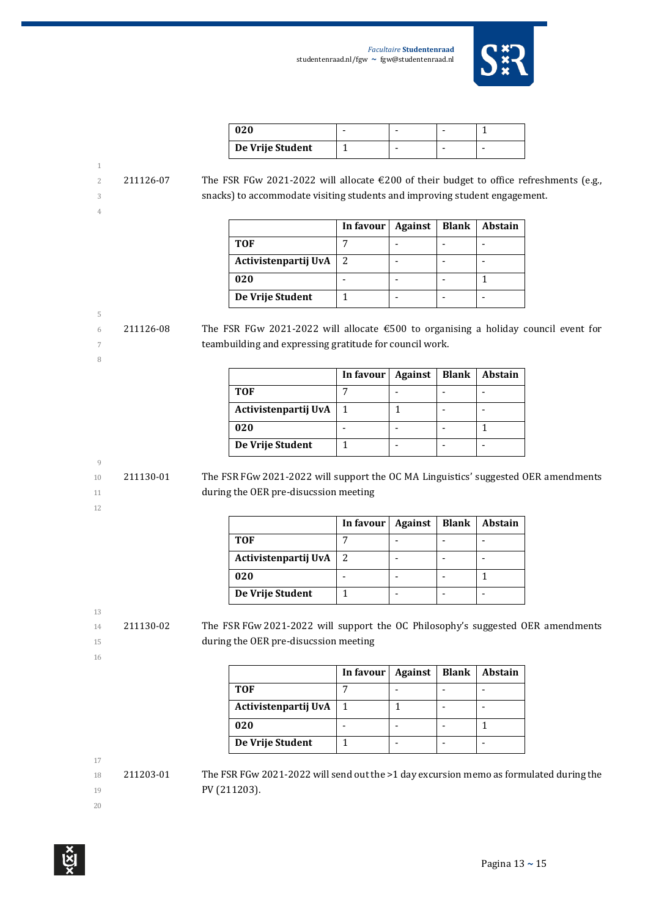| | | | | |
|---|---|---|---|---|
| **020** | - | - | - | 1 |
| **De Vrije Student** | 1 | - | - | - |

211126-07 The FSR FGw 2021-2022 will allocate €200 of their budget to office refreshments (e.g., snacks) to accommodate visiting students and improving student engagement.

| | In favour | Against | Blank | Abstain |
|---|---|---|---|---|
| **TOF** | 7 | - | - | - |
| **Activistenpartij UvA** | 2 | - | - | - |
| **020** | - | - | - | 1 |
| **De Vrije Student** | 1 | - | - | - |

211126-08 The FSR FGw 2021-2022 will allocate €500 to organising a holiday council event for teambuilding and expressing gratitude for council work.

| | In favour | Against | Blank | Abstain |
|---|---|---|---|---|
| **TOF** | 7 | - | - | - |
| **Activistenpartij UvA** | 1 | 1 | - | - |
| **020** | - | - | - | 1 |
| **De Vrije Student** | 1 | - | - | - |

211130-01 The FSR FGw 2021-2022 will support the OC MA Linguistics' suggested OER amendments during the OER pre-disucssion meeting

| | In favour | Against | Blank | Abstain |
|---|---|---|---|---|
| **TOF** | 7 | - | - | - |
| **Activistenpartij UvA** | 2 | - | - | - |
| **020** | - | - | - | 1 |
| **De Vrije Student** | 1 | - | - | - |

211130-02 The FSR FGw 2021-2022 will support the OC Philosophy's suggested OER amendments during the OER pre-disucssion meeting

| | In favour | Against | Blank | Abstain |
|---|---|---|---|---|
| **TOF** | 7 | - | - | - |
| **Activistenpartij UvA** | 1 | 1 | - | - |
| **020** | - | - | - | 1 |
| **De Vrije Student** | 1 | - | - | - |

211203-01 The FSR FGw 2021-2022 will send out the >1 day excursion memo as formulated during the PV (211203).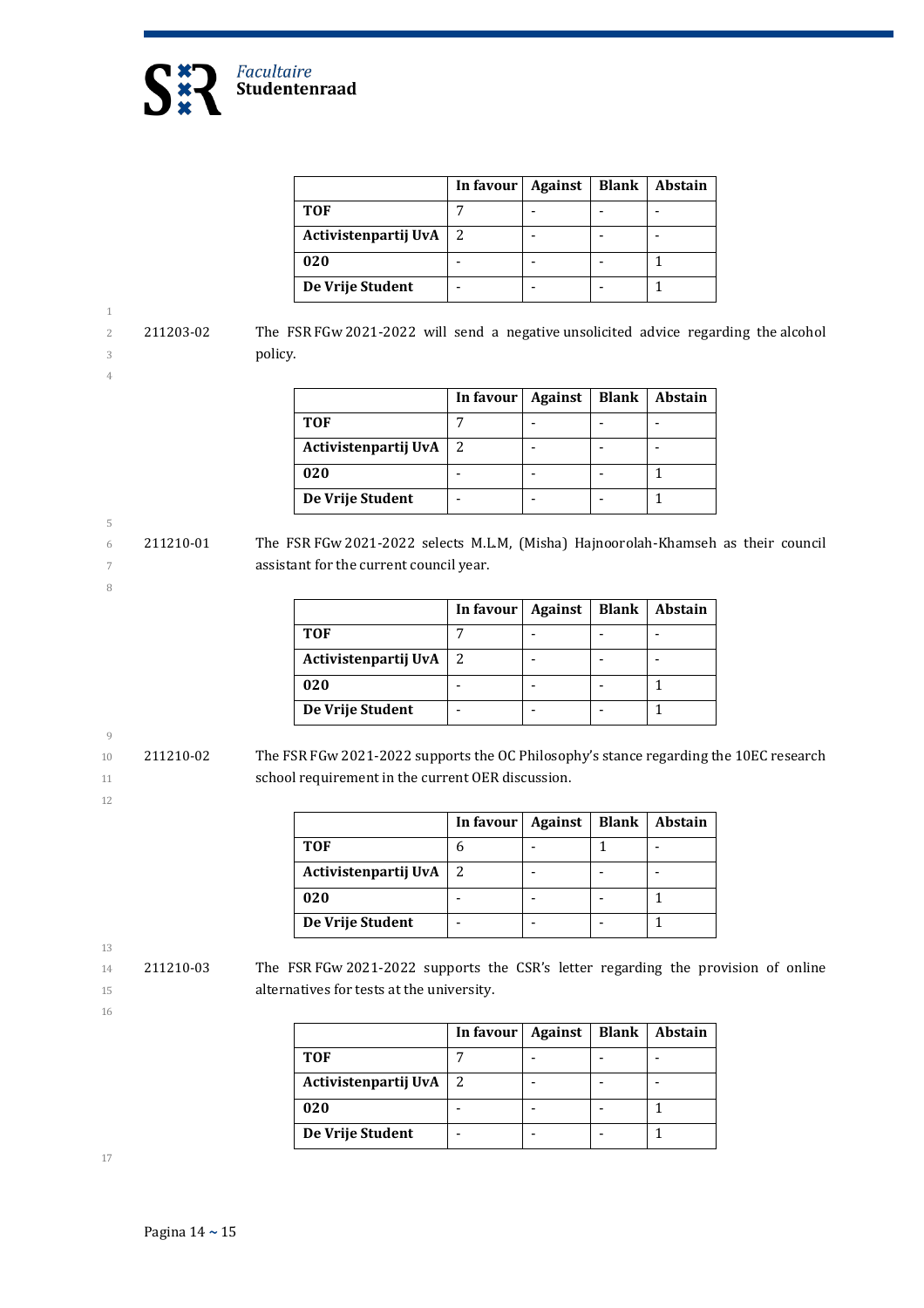|  | In favour | Against | Blank | Abstain |
| --- | --- | --- | --- | --- |
| **TOF** | 7 | - | - | - |
| **Activistenpartij UvA** | 2 | - | - | - |
| **020** | - | - | - | 1 |
| **De Vrije Student** | - | - | - | 1 |

211203-02 The FSR FGw 2021-2022 will send a negative unsolicited advice regarding the alcohol policy.

|  | In favour | Against | Blank | Abstain |
| --- | --- | --- | --- | --- |
| **TOF** | 7 | - | - | - |
| **Activistenpartij UvA** | 2 | - | - | - |
| **020** | - | - | - | 1 |
| **De Vrije Student** | - | - | - | 1 |

211210-01 The FSR FGw 2021-2022 selects M.L.M, (Misha) Hajnoorolah-Khamseh as their council assistant for the current council year.

|  | In favour | Against | Blank | Abstain |
| --- | --- | --- | --- | --- |
| **TOF** | 7 | - | - | - |
| **Activistenpartij UvA** | 2 | - | - | - |
| **020** | - | - | - | 1 |
| **De Vrije Student** | - | - | - | 1 |

211210-02 The FSR FGw 2021-2022 supports the OC Philosophy's stance regarding the 10EC research school requirement in the current OER discussion.

|  | In favour | Against | Blank | Abstain |
| --- | --- | --- | --- | --- |
| **TOF** | 6 | - | 1 | - |
| **Activistenpartij UvA** | 2 | - | - | - |
| **020** | - | - | - | 1 |
| **De Vrije Student** | - | - | - | 1 |

211210-03 The FSR FGw 2021-2022 supports the CSR's letter regarding the provision of online alternatives for tests at the university.

|  | In favour | Against | Blank | Abstain |
| --- | --- | --- | --- | --- |
| **TOF** | 7 | - | - | - |
| **Activistenpartij UvA** | 2 | - | - | - |
| **020** | - | - | - | 1 |
| **De Vrije Student** | - | - | - | 1 |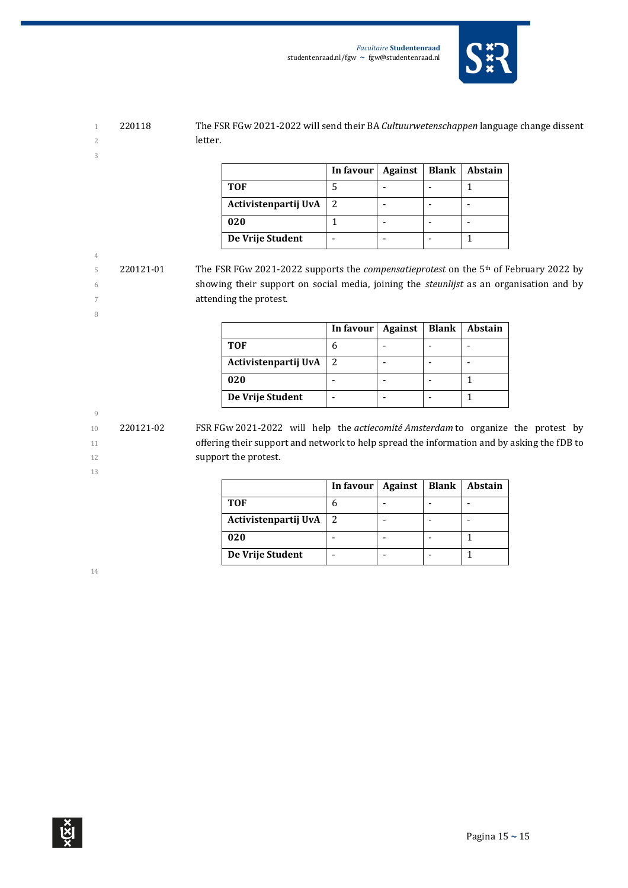220118 The FSR FGw 2021-2022 will send their BA *Cultuurwetenschappen* language change dissent letter.

| | In favour | Against | Blank | Abstain |
|---|---|---|---|---|
| **TOF** | 5 | - | - | 1 |
| **Activistenpartij UvA** | 2 | - | - | - |
| **020** | 1 | - | - | - |
| **De Vrije Student** | - | - | - | 1 |

220121-01 The FSR FGw 2021-2022 supports the *compensatieprotest* on the 5th of February 2022 by showing their support on social media, joining the *steunlijst* as an organisation and by attending the protest.

| | In favour | Against | Blank | Abstain |
|---|---|---|---|---|
| **TOF** | 6 | - | - | - |
| **Activistenpartij UvA** | 2 | - | - | - |
| **020** | - | - | - | 1 |
| **De Vrije Student** | - | - | - | 1 |

220121-02 FSR FGw 2021-2022 will help the *actiecomité Amsterdam* to organize the protest by offering their support and network to help spread the information and by asking the fDB to support the protest.

| | In favour | Against | Blank | Abstain |
|---|---|---|---|---|
| **TOF** | 6 | - | - | - |
| **Activistenpartij UvA** | 2 | - | - | - |
| **020** | - | - | - | 1 |
| **De Vrije Student** | - | - | - | 1 |